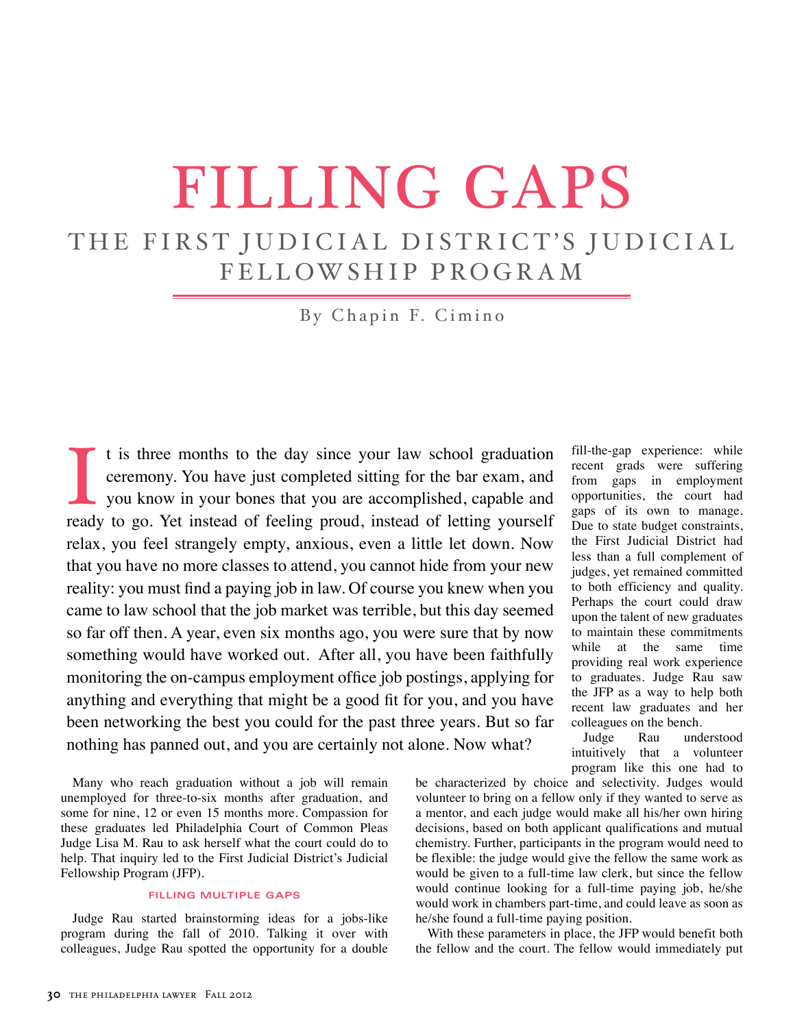# FILLING GAPS

## THE FIRST JUDICIAL DISTRICT'S JUDICIAL FELLOWSHIP PROGRAM

By Chapin F. Cimino

It is three months to the day since your law school graduation ceremony. You have just completed sitting for the bar exam, and you know in your bones that you are accomplished, capable and ready to go. Yet instead of feeling proud, instead of letting yourself relax, you feel strangely empty, anxious, even a little let down. Now that you have no more classes to attend, you cannot hide from your new reality: you must find a paying job in law. Of course you knew when you came to law school that the job market was terrible, but this day seemed so far off then. A year, even six months ago, you were sure that by now something would have worked out. After all, you have been faithfully monitoring the on-campus employment office job postings, applying for anything and everything that might be a good fit for you, and you have been networking the best you could for the past three years. But so far nothing has panned out, and you are certainly not alone. Now what?

Many who reach graduation without a job will remain unemployed for three-to-six months after graduation, and some for nine, 12 or even 15 months more. Compassion for these graduates led Philadelphia Court of Common Pleas Judge Lisa M. Rau to ask herself what the court could do to help. That inquiry led to the First Judicial District's Judicial Fellowship Program (JFP).

### FILLING MULTIPLE GAPS

Judge Rau started brainstorming ideas for a jobs-like program during the fall of 2010. Talking it over with colleagues, Judge Rau spotted the opportunity for a double fill-the-gap experience: while recent grads were suffering from gaps in employment opportunities, the court had gaps of its own to manage. Due to state budget constraints, the First Judicial District had less than a full complement of judges, yet remained committed to both efficiency and quality. Perhaps the court could draw upon the talent of new graduates to maintain these commitments while at the same time providing real work experience to graduates. Judge Rau saw the JFP as a way to help both recent law graduates and her colleagues on the bench.

Judge Rau understood intuitively that a volunteer program like this one had to be characterized by choice and selectivity. Judges would volunteer to bring on a fellow only if they wanted to serve as a mentor, and each judge would make all his/her own hiring decisions, based on both applicant qualifications and mutual chemistry. Further, participants in the program would need to be flexible: the judge would give the fellow the same work as would be given to a full-time law clerk, but since the fellow would continue looking for a full-time paying job, he/she would work in chambers part-time, and could leave as soon as he/she found a full-time paying position.

With these parameters in place, the JFP would benefit both the fellow and the court. The fellow would immediately put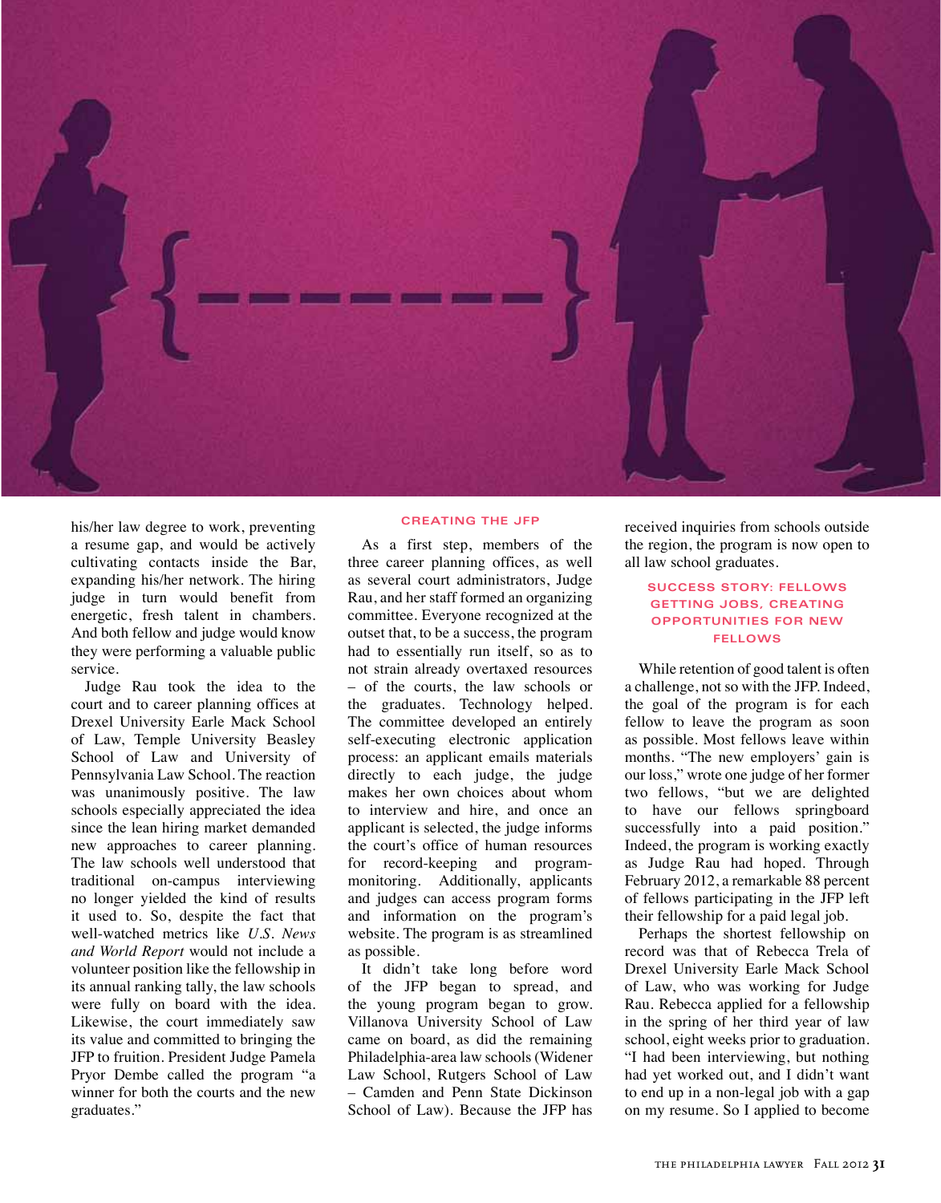his/her law degree to work, preventing a resume gap, and would be actively cultivating contacts inside the Bar, expanding his/her network. The hiring judge in turn would benefit from energetic, fresh talent in chambers. And both fellow and judge would know they were performing a valuable public service.

Judge Rau took the idea to the court and to career planning offices at Drexel University Earle Mack School of Law, Temple University Beasley School of Law and University of Pennsylvania Law School. The reaction was unanimously positive. The law schools especially appreciated the idea since the lean hiring market demanded new approaches to career planning. The law schools well understood that traditional on-campus interviewing no longer yielded the kind of results it used to. So, despite the fact that well-watched metrics like *U.S. News and World Report* would not include a volunteer position like the fellowship in its annual ranking tally, the law schools were fully on board with the idea. Likewise, the court immediately saw its value and committed to bringing the JFP to fruition. President Judge Pamela Pryor Dembe called the program "a winner for both the courts and the new graduates."

## CREATING THE JFP

As a first step, members of the three career planning offices, as well as several court administrators, Judge Rau, and her staff formed an organizing committee. Everyone recognized at the outset that, to be a success, the program had to essentially run itself, so as to not strain already overtaxed resources – of the courts, the law schools or the graduates. Technology helped. The committee developed an entirely self-executing electronic application process: an applicant emails materials directly to each judge, the judge makes her own choices about whom to interview and hire, and once an applicant is selected, the judge informs the court's office of human resources for record-keeping and program-monitoring. Additionally, applicants and judges can access program forms and information on the program's website. The program is as streamlined as possible.

It didn't take long before word of the JFP began to spread, and the young program began to grow. Villanova University School of Law came on board, as did the remaining Philadelphia-area law schools (Widener Law School, Rutgers School of Law – Camden and Penn State Dickinson School of Law). Because the JFP has received inquiries from schools outside the region, the program is now open to all law school graduates.

## SUCCESS STORY: FELLOWS GETTING JOBS, CREATING OPPORTUNITIES FOR NEW FELLOWS

While retention of good talent is often a challenge, not so with the JFP. Indeed, the goal of the program is for each fellow to leave the program as soon as possible. Most fellows leave within months. "The new employers' gain is our loss," wrote one judge of her former two fellows, "but we are delighted to have our fellows springboard successfully into a paid position." Indeed, the program is working exactly as Judge Rau had hoped. Through February 2012, a remarkable 88 percent of fellows participating in the JFP left their fellowship for a paid legal job.

Perhaps the shortest fellowship on record was that of Rebecca Trela of Drexel University Earle Mack School of Law, who was working for Judge Rau. Rebecca applied for a fellowship in the spring of her third year of law school, eight weeks prior to graduation. "I had been interviewing, but nothing had yet worked out, and I didn't want to end up in a non-legal job with a gap on my resume. So I applied to become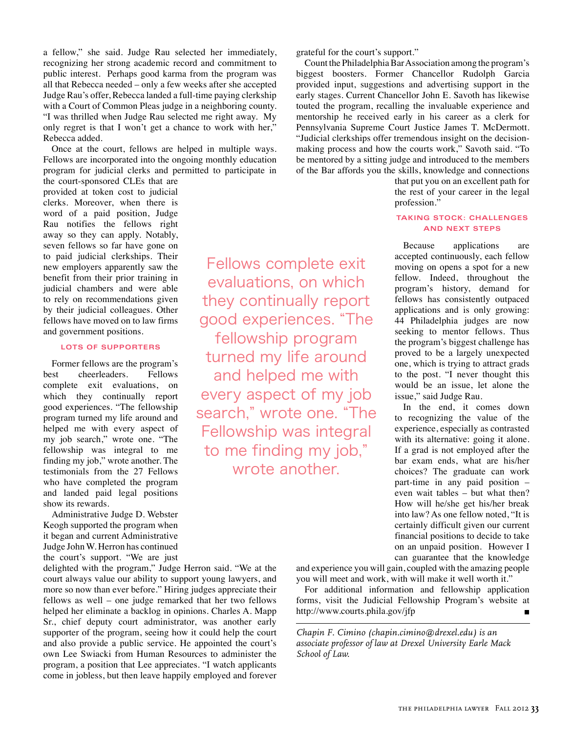a fellow," she said. Judge Rau selected her immediately, recognizing her strong academic record and commitment to public interest. Perhaps good karma from the program was all that Rebecca needed – only a few weeks after she accepted Judge Rau's offer, Rebecca landed a full-time paying clerkship with a Court of Common Pleas judge in a neighboring county. "I was thrilled when Judge Rau selected me right away. My only regret is that I won't get a chance to work with her," Rebecca added.

Once at the court, fellows are helped in multiple ways. Fellows are incorporated into the ongoing monthly education program for judicial clerks and permitted to participate in the court-sponsored CLEs that are provided at token cost to judicial clerks. Moreover, when there is word of a paid position, Judge Rau notifies the fellows right away so they can apply. Notably, seven fellows so far have gone on to paid judicial clerkships. Their new employers apparently saw the benefit from their prior training in judicial chambers and were able to rely on recommendations given by their judicial colleagues. Other fellows have moved on to law firms and government positions.

### LOTS OF SUPPORTERS

Former fellows are the program's best cheerleaders. Fellows complete exit evaluations, on which they continually report good experiences. "The fellowship program turned my life around and helped me with every aspect of my job search," wrote one. "The fellowship was integral to me finding my job," wrote another. The testimonials from the 27 Fellows who have completed the program and landed paid legal positions show its rewards.

Administrative Judge D. Webster Keogh supported the program when it began and current Administrative Judge John W. Herron has continued the court's support. "We are just delighted with the program," Judge Herron said. "We at the court always value our ability to support young lawyers, and more so now than ever before." Hiring judges appreciate their fellows as well – one judge remarked that her two fellows helped her eliminate a backlog in opinions. Charles A. Mapp Sr., chief deputy court administrator, was another early supporter of the program, seeing how it could help the court and also provide a public service. He appointed the court's own Lee Swiacki from Human Resources to administer the program, a position that Lee appreciates. "I watch applicants come in jobless, but then leave happily employed and forever grateful for the court's support."

Count the Philadelphia Bar Association among the program's biggest boosters. Former Chancellor Rudolph Garcia provided input, suggestions and advertising support in the early stages. Current Chancellor John E. Savoth has likewise touted the program, recalling the invaluable experience and mentorship he received early in his career as a clerk for Pennsylvania Supreme Court Justice James T. McDermott. "Judicial clerkships offer tremendous insight on the decision-making process and how the courts work," Savoth said. "To be mentored by a sitting judge and introduced to the members of the Bar affords you the skills, knowledge and connections that put you on an excellent path for the rest of your career in the legal profession."

> Fellows complete exit evaluations, on which they continually report good experiences. "The fellowship program turned my life around and helped me with every aspect of my job search," wrote one. "The Fellowship was integral to me finding my job," wrote another.

### TAKING STOCK: CHALLENGES AND NEXT STEPS

Because applications are accepted continuously, each fellow moving on opens a spot for a new fellow. Indeed, throughout the program's history, demand for fellows has consistently outpaced applications and is only growing: 44 Philadelphia judges are now seeking to mentor fellows. Thus the program's biggest challenge has proved to be a largely unexpected one, which is trying to attract grads to the post. "I never thought this would be an issue, let alone the issue," said Judge Rau.

In the end, it comes down to recognizing the value of the experience, especially as contrasted with its alternative: going it alone. If a grad is not employed after the bar exam ends, what are his/her choices? The graduate can work part-time in any paid position – even wait tables – but what then? How will he/she get his/her break into law? As one fellow noted, "It is certainly difficult given our current financial positions to decide to take on an unpaid position. However I can guarantee that the knowledge and experience you will gain, coupled with the amazing people you will meet and work, with will make it well worth it."

For additional information and fellowship application forms, visit the Judicial Fellowship Program's website at http://www.courts.phila.gov/jfp ■

---

*Chapin F. Cimino (chapin.cimino@drexel.edu) is an associate professor of law at Drexel University Earle Mack School of Law.*